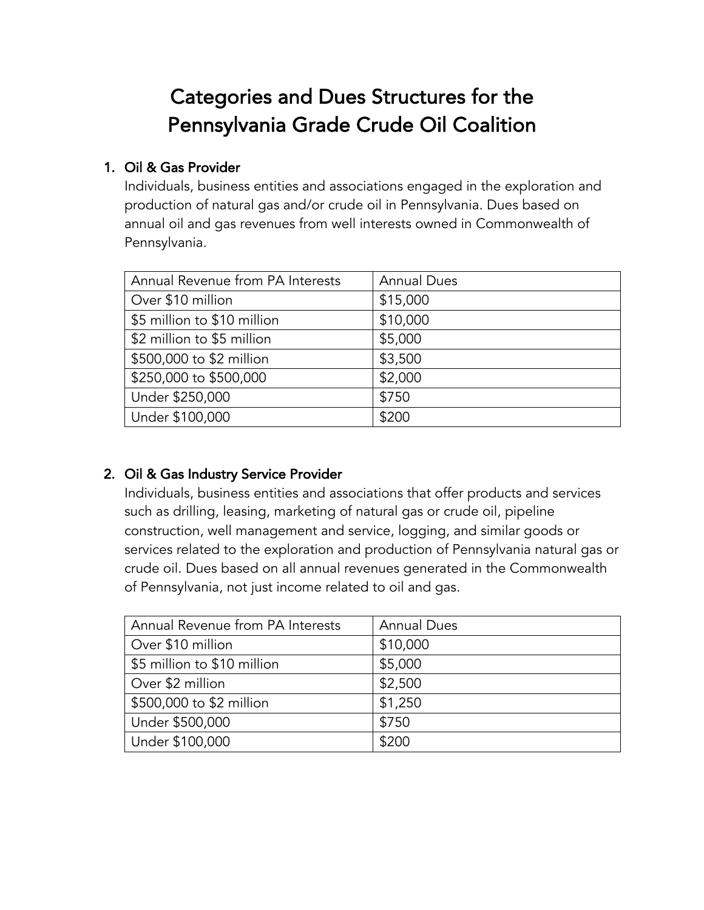# Categories and Dues Structures for the Pennsylvania Grade Crude Oil Coalition

1. Oil & Gas Provider

   Individuals, business entities and associations engaged in the exploration and production of natural gas and/or crude oil in Pennsylvania. Dues based on annual oil and gas revenues from well interests owned in Commonwealth of Pennsylvania.

| Annual Revenue from PA Interests | Annual Dues |
| --- | --- |
| Over $10 million | $15,000 |
| $5 million to $10 million | $10,000 |
| $2 million to $5 million | $5,000 |
| $500,000 to $2 million | $3,500 |
| $250,000 to $500,000 | $2,000 |
| Under $250,000 | $750 |
| Under $100,000 | $200 |

2. Oil & Gas Industry Service Provider

   Individuals, business entities and associations that offer products and services such as drilling, leasing, marketing of natural gas or crude oil, pipeline construction, well management and service, logging, and similar goods or services related to the exploration and production of Pennsylvania natural gas or crude oil. Dues based on all annual revenues generated in the Commonwealth of Pennsylvania, not just income related to oil and gas.

| Annual Revenue from PA Interests | Annual Dues |
| --- | --- |
| Over $10 million | $10,000 |
| $5 million to $10 million | $5,000 |
| Over $2 million | $2,500 |
| $500,000 to $2 million | $1,250 |
| Under $500,000 | $750 |
| Under $100,000 | $200 |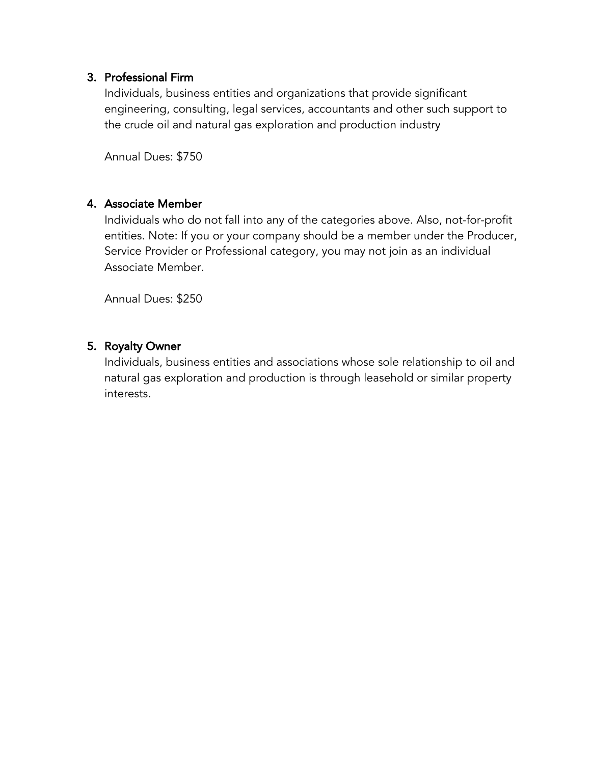3. **Professional Firm**

   Individuals, business entities and organizations that provide significant engineering, consulting, legal services, accountants and other such support to the crude oil and natural gas exploration and production industry

   Annual Dues: $750

4. **Associate Member**

   Individuals who do not fall into any of the categories above. Also, not-for-profit entities. Note: If you or your company should be a member under the Producer, Service Provider or Professional category, you may not join as an individual Associate Member.

   Annual Dues: $250

5. **Royalty Owner**

   Individuals, business entities and associations whose sole relationship to oil and natural gas exploration and production is through leasehold or similar property interests.